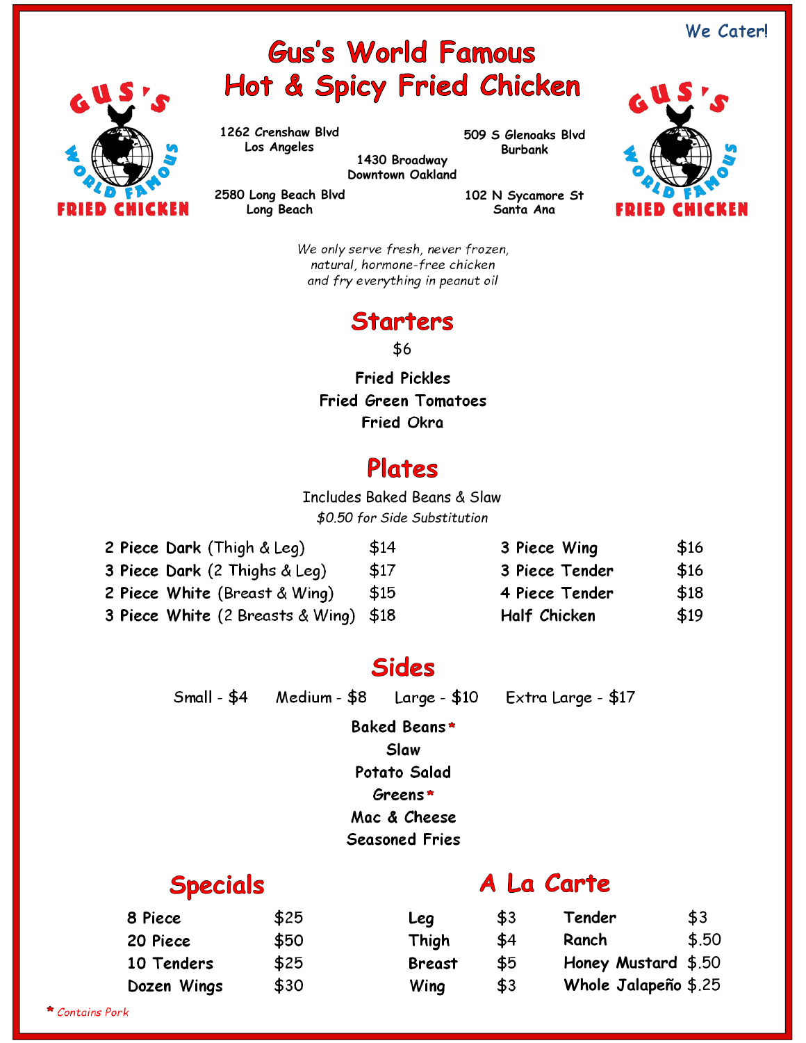We Cater!

# Gus's World Famous Hot & Spicy Fried Chicken

GUS'S WORLD FAMOUS FRIED CHICKEN

1262 Crenshaw Blvd
Los Angeles

1430 Broadway
Downtown Oakland

509 S Glenoaks Blvd
Burbank

2580 Long Beach Blvd
Long Beach

102 N Sycamore St
Santa Ana

*We only serve fresh, never frozen, natural, hormone-free chicken and fry everything in peanut oil*

## Starters

$6

**Fried Pickles**
**Fried Green Tomatoes**
**Fried Okra**

## Plates

Includes Baked Beans & Slaw
*$0.50 for Side Substitution*

| | | | |
|---|---|---|---|
| **2 Piece Dark** (Thigh & Leg) | $14 | **3 Piece Wing** | $16 |
| **3 Piece Dark** (2 Thighs & Leg) | $17 | **3 Piece Tender** | $16 |
| **2 Piece White** (Breast & Wing) | $15 | **4 Piece Tender** | $18 |
| **3 Piece White** (2 Breasts & Wing) | $18 | **Half Chicken** | $19 |

## Sides

Small - $4 Medium - $8 Large - $10 Extra Large - $17

**Baked Beans***
**Slaw**
**Potato Salad**
**Greens***
**Mac & Cheese**
**Seasoned Fries**

## Specials

| | |
|---|---|
| **8 Piece** | $25 |
| **20 Piece** | $50 |
| **10 Tenders** | $25 |
| **Dozen Wings** | $30 |

## A La Carte

| | | | |
|---|---|---|---|
| **Leg** | $3 | **Tender** | $3 |
| **Thigh** | $4 | **Ranch** | $.50 |
| **Breast** | $5 | **Honey Mustard** | $.50 |
| **Wing** | $3 | **Whole Jalapeño** | $.25 |

* *Contains Pork*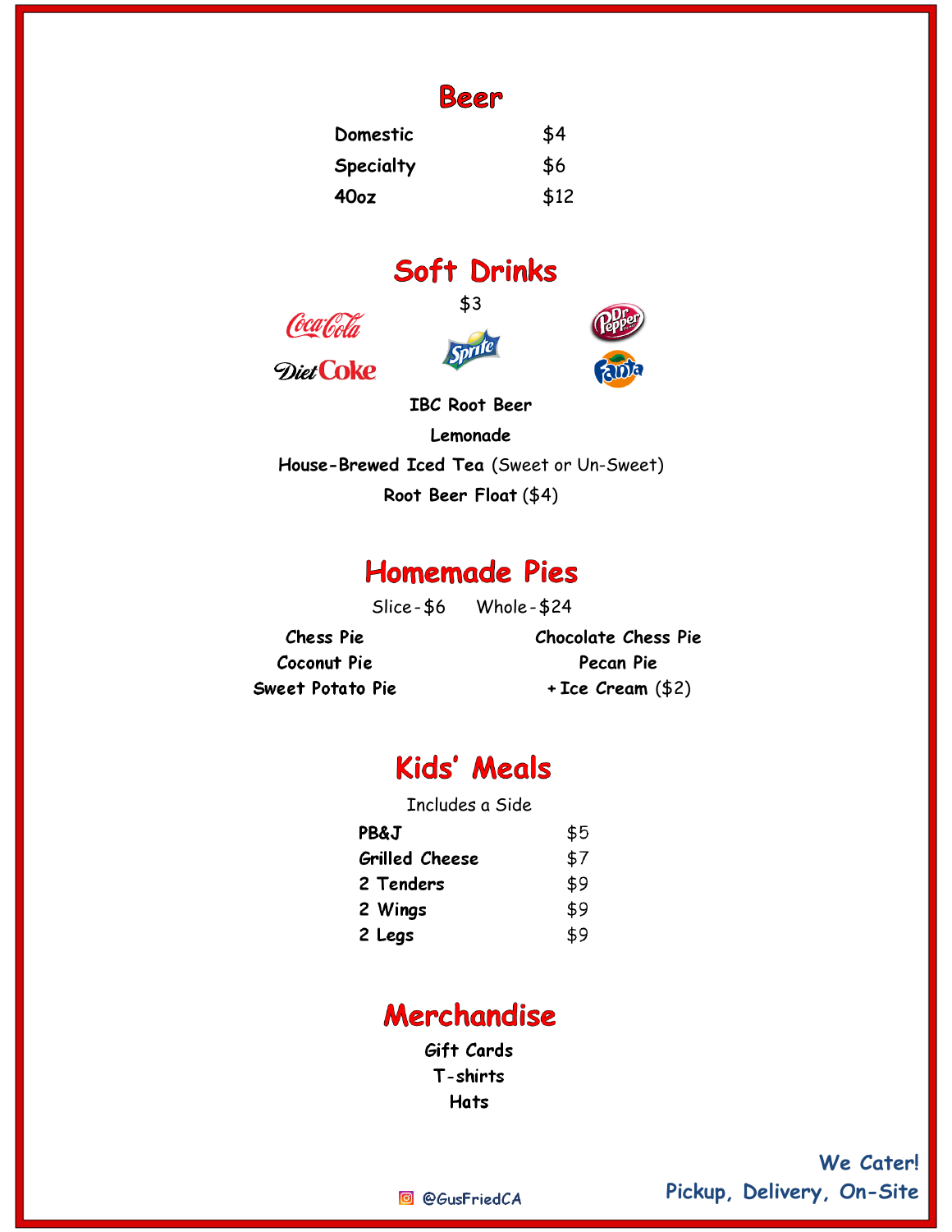## Beer

| | |
|---|---|
| **Domestic** | $4 |
| **Specialty** | $6 |
| **40oz** | $12 |

## Soft Drinks

$3

**IBC Root Beer**

**Lemonade**

**House-Brewed Iced Tea** (Sweet or Un-Sweet)

**Root Beer Float** ($4)

## Homemade Pies

Slice - $6 Whole - $24

**Chess Pie**
**Coconut Pie**
**Sweet Potato Pie**
**Chocolate Chess Pie**
**Pecan Pie**
+ **Ice Cream** ($2)

## Kids' Meals

Includes a Side

| | |
|---|---|
| **PB&J** | $5 |
| **Grilled Cheese** | $7 |
| **2 Tenders** | $9 |
| **2 Wings** | $9 |
| **2 Legs** | $9 |

## Merchandise

**Gift Cards**
**T-shirts**
**Hats**

@GusFriedCA

**We Cater!**
**Pickup, Delivery, On-Site**